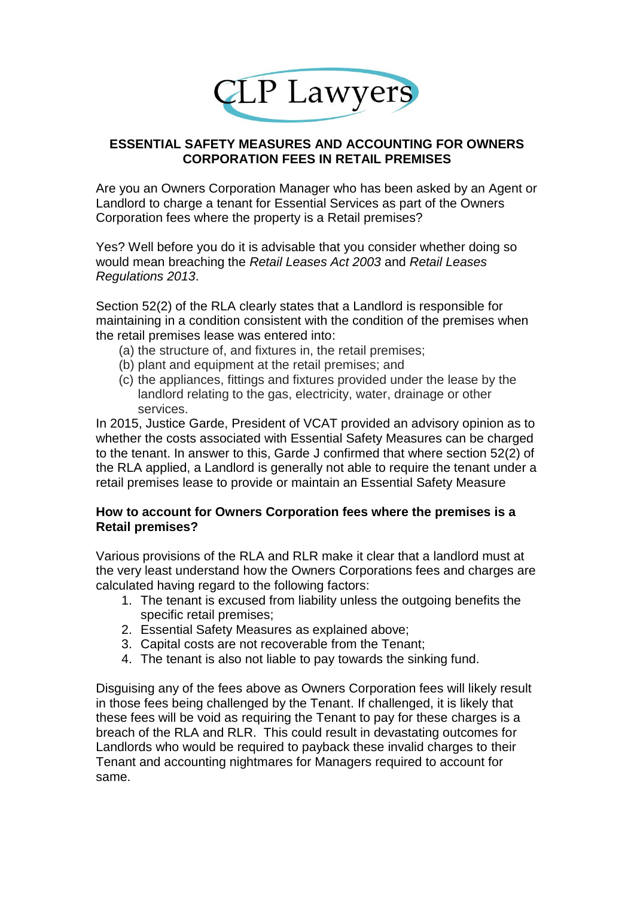CLP Lawyers

## ESSENTIAL SAFETY MEASURES AND ACCOUNTING FOR OWNERS CORPORATION FEES IN RETAIL PREMISES

Are you an Owners Corporation Manager who has been asked by an Agent or Landlord to charge a tenant for Essential Services as part of the Owners Corporation fees where the property is a Retail premises?

Yes? Well before you do it is advisable that you consider whether doing so would mean breaching the *Retail Leases Act 2003* and *Retail Leases Regulations 2013*.

Section 52(2) of the RLA clearly states that a Landlord is responsible for maintaining in a condition consistent with the condition of the premises when the retail premises lease was entered into:

(a) the structure of, and fixtures in, the retail premises;
(b) plant and equipment at the retail premises; and
(c) the appliances, fittings and fixtures provided under the lease by the landlord relating to the gas, electricity, water, drainage or other services.

In 2015, Justice Garde, President of VCAT provided an advisory opinion as to whether the costs associated with Essential Safety Measures can be charged to the tenant. In answer to this, Garde J confirmed that where section 52(2) of the RLA applied, a Landlord is generally not able to require the tenant under a retail premises lease to provide or maintain an Essential Safety Measure

### How to account for Owners Corporation fees where the premises is a Retail premises?

Various provisions of the RLA and RLR make it clear that a landlord must at the very least understand how the Owners Corporations fees and charges are calculated having regard to the following factors:

1. The tenant is excused from liability unless the outgoing benefits the specific retail premises;
2. Essential Safety Measures as explained above;
3. Capital costs are not recoverable from the Tenant;
4. The tenant is also not liable to pay towards the sinking fund.

Disguising any of the fees above as Owners Corporation fees will likely result in those fees being challenged by the Tenant. If challenged, it is likely that these fees will be void as requiring the Tenant to pay for these charges is a breach of the RLA and RLR. This could result in devastating outcomes for Landlords who would be required to payback these invalid charges to their Tenant and accounting nightmares for Managers required to account for same.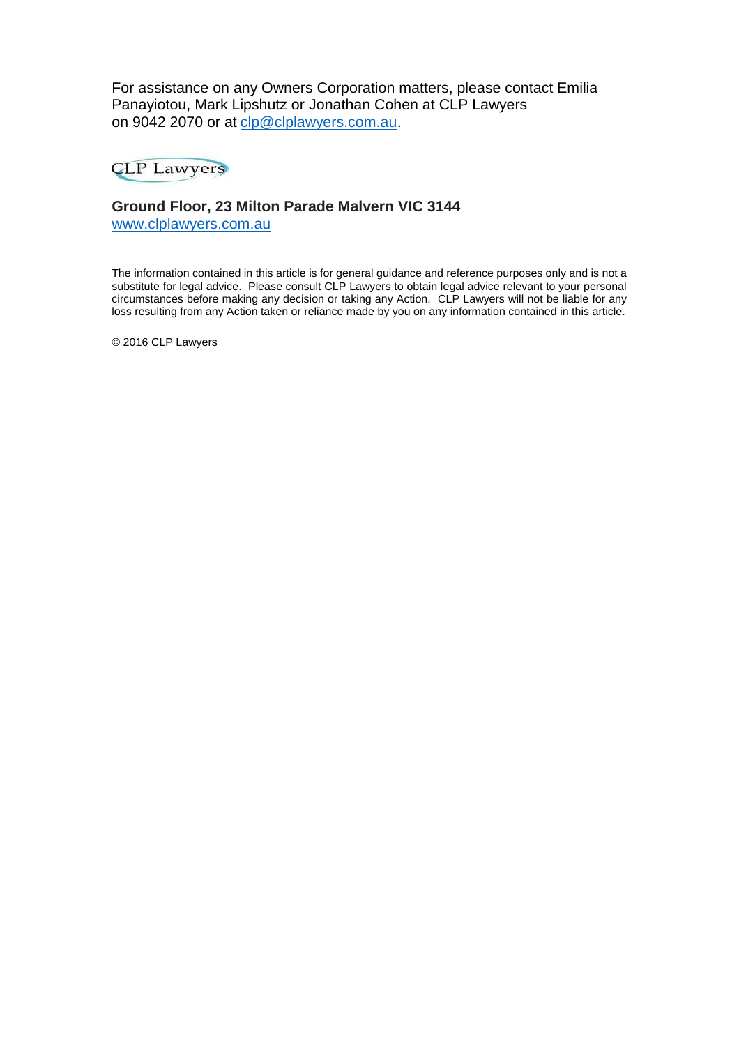For assistance on any Owners Corporation matters, please contact Emilia Panayiotou, Mark Lipshutz or Jonathan Cohen at CLP Lawyers on 9042 2070 or at clp@clplawyers.com.au.

CLP Lawyers

**Ground Floor, 23 Milton Parade Malvern VIC 3144**
www.clplawyers.com.au

The information contained in this article is for general guidance and reference purposes only and is not a substitute for legal advice. Please consult CLP Lawyers to obtain legal advice relevant to your personal circumstances before making any decision or taking any Action. CLP Lawyers will not be liable for any loss resulting from any Action taken or reliance made by you on any information contained in this article.

© 2016 CLP Lawyers